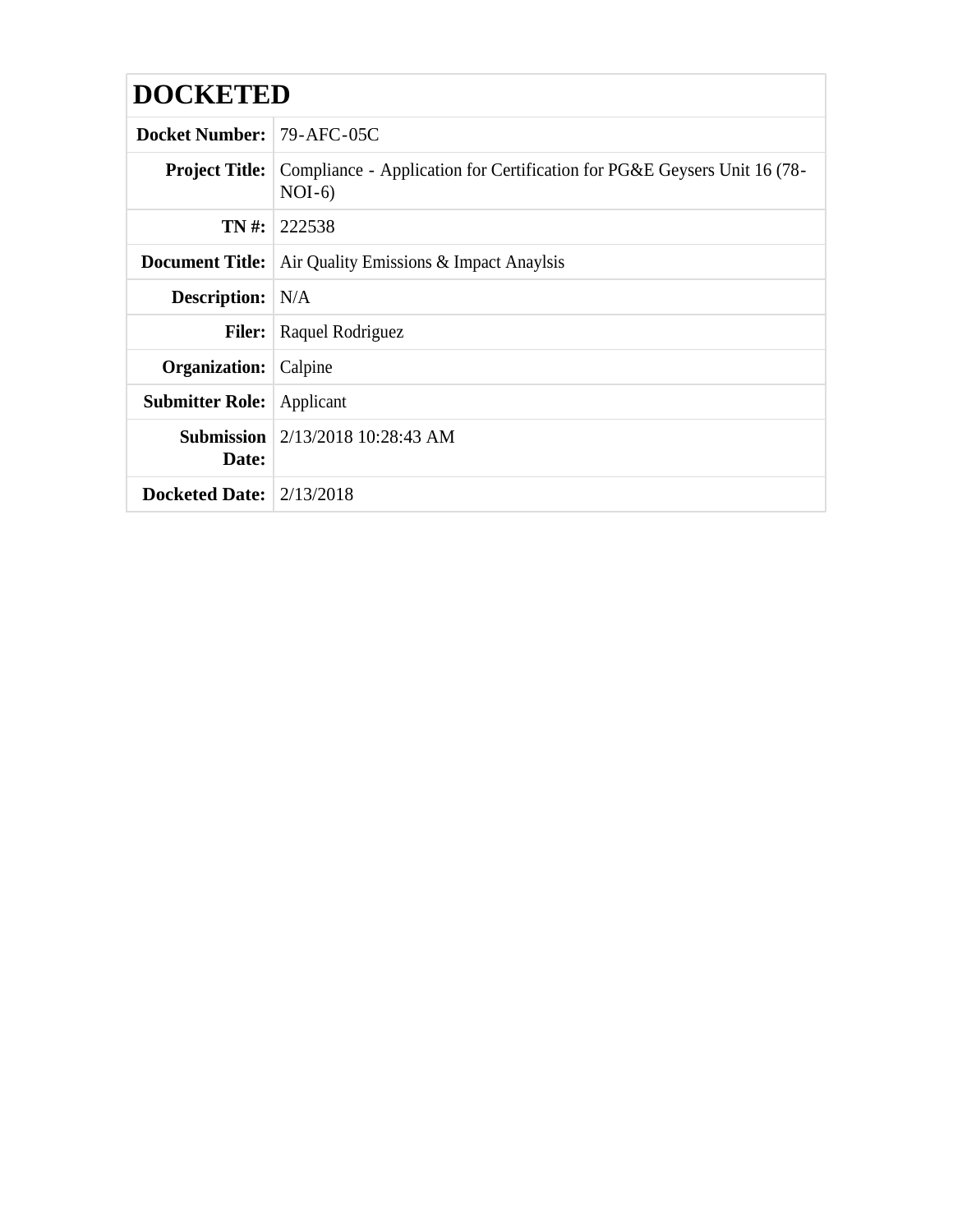| **DOCKETED** | |
|---|---|
| **Docket Number:** | 79-AFC-05C |
| **Project Title:** | Compliance - Application for Certification for PG&E Geysers Unit 16 (78-NOI-6) |
| **TN #:** | 222538 |
| **Document Title:** | Air Quality Emissions & Impact Anaylsis |
| **Description:** | N/A |
| **Filer:** | Raquel Rodriguez |
| **Organization:** | Calpine |
| **Submitter Role:** | Applicant |
| **Submission Date:** | 2/13/2018 10:28:43 AM |
| **Docketed Date:** | 2/13/2018 |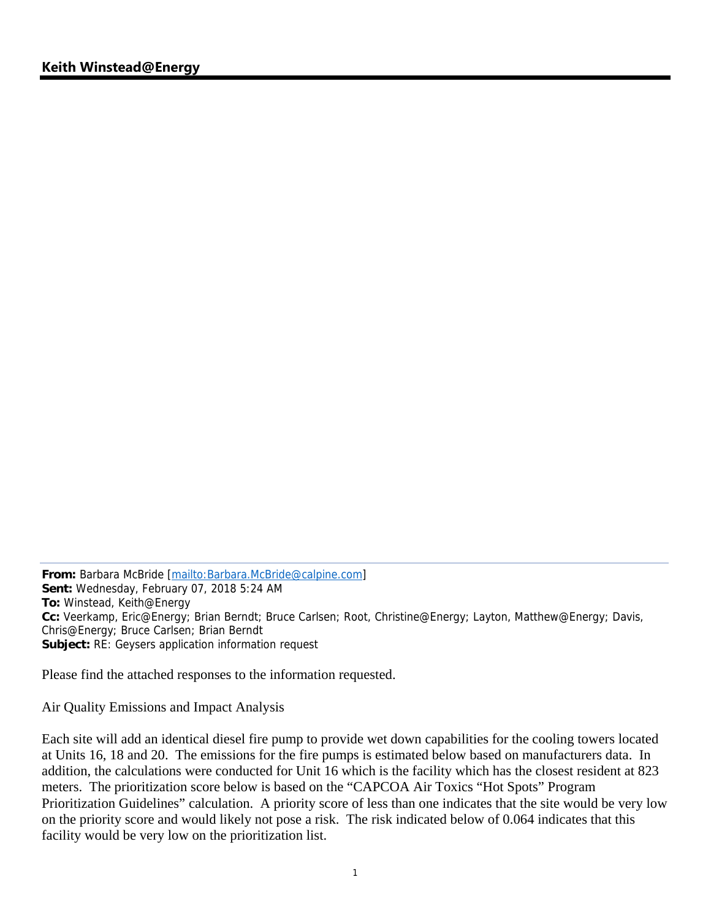**Keith Winstead@Energy**

---

**From:** Barbara McBride [mailto:Barbara.McBride@calpine.com]
**Sent:** Wednesday, February 07, 2018 5:24 AM
**To:** Winstead, Keith@Energy
**Cc:** Veerkamp, Eric@Energy; Brian Berndt; Bruce Carlsen; Root, Christine@Energy; Layton, Matthew@Energy; Davis, Chris@Energy; Bruce Carlsen; Brian Berndt
**Subject:** RE: Geysers application information request

Please find the attached responses to the information requested.

Air Quality Emissions and Impact Analysis

Each site will add an identical diesel fire pump to provide wet down capabilities for the cooling towers located at Units 16, 18 and 20. The emissions for the fire pumps is estimated below based on manufacturers data. In addition, the calculations were conducted for Unit 16 which is the facility which has the closest resident at 823 meters. The prioritization score below is based on the "CAPCOA Air Toxics "Hot Spots" Program Prioritization Guidelines" calculation. A priority score of less than one indicates that the site would be very low on the priority score and would likely not pose a risk. The risk indicated below of 0.064 indicates that this facility would be very low on the prioritization list.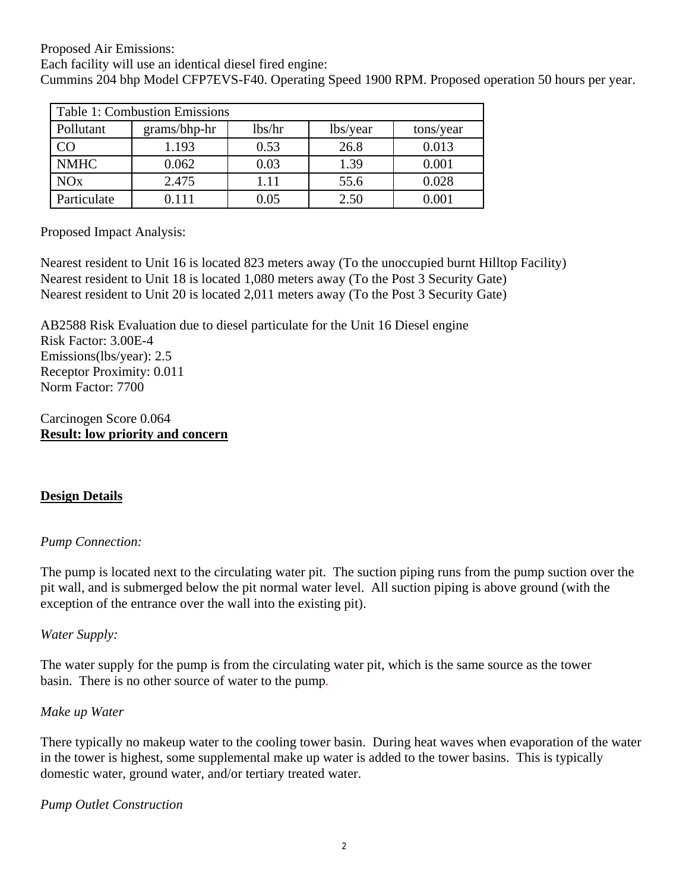Proposed Air Emissions:
Each facility will use an identical diesel fired engine:
Cummins 204 bhp Model CFP7EVS-F40. Operating Speed 1900 RPM. Proposed operation 50 hours per year.

| Table 1: Combustion Emissions | | | | |
|---|---|---|---|---|
| Pollutant | grams/bhp-hr | lbs/hr | lbs/year | tons/year |
| CO | 1.193 | 0.53 | 26.8 | 0.013 |
| NMHC | 0.062 | 0.03 | 1.39 | 0.001 |
| NOx | 2.475 | 1.11 | 55.6 | 0.028 |
| Particulate | 0.111 | 0.05 | 2.50 | 0.001 |

Proposed Impact Analysis:

Nearest resident to Unit 16 is located 823 meters away (To the unoccupied burnt Hilltop Facility)
Nearest resident to Unit 18 is located 1,080 meters away (To the Post 3 Security Gate)
Nearest resident to Unit 20 is located 2,011 meters away (To the Post 3 Security Gate)

AB2588 Risk Evaluation due to diesel particulate for the Unit 16 Diesel engine
Risk Factor: 3.00E-4
Emissions(lbs/year): 2.5
Receptor Proximity: 0.011
Norm Factor: 7700

Carcinogen Score 0.064
**Result: low priority and concern**

## Design Details

*Pump Connection:*

The pump is located next to the circulating water pit. The suction piping runs from the pump suction over the pit wall, and is submerged below the pit normal water level. All suction piping is above ground (with the exception of the entrance over the wall into the existing pit).

*Water Supply:*

The water supply for the pump is from the circulating water pit, which is the same source as the tower basin. There is no other source of water to the pump.

*Make up Water*

There typically no makeup water to the cooling tower basin. During heat waves when evaporation of the water in the tower is highest, some supplemental make up water is added to the tower basins. This is typically domestic water, ground water, and/or tertiary treated water.

*Pump Outlet Construction*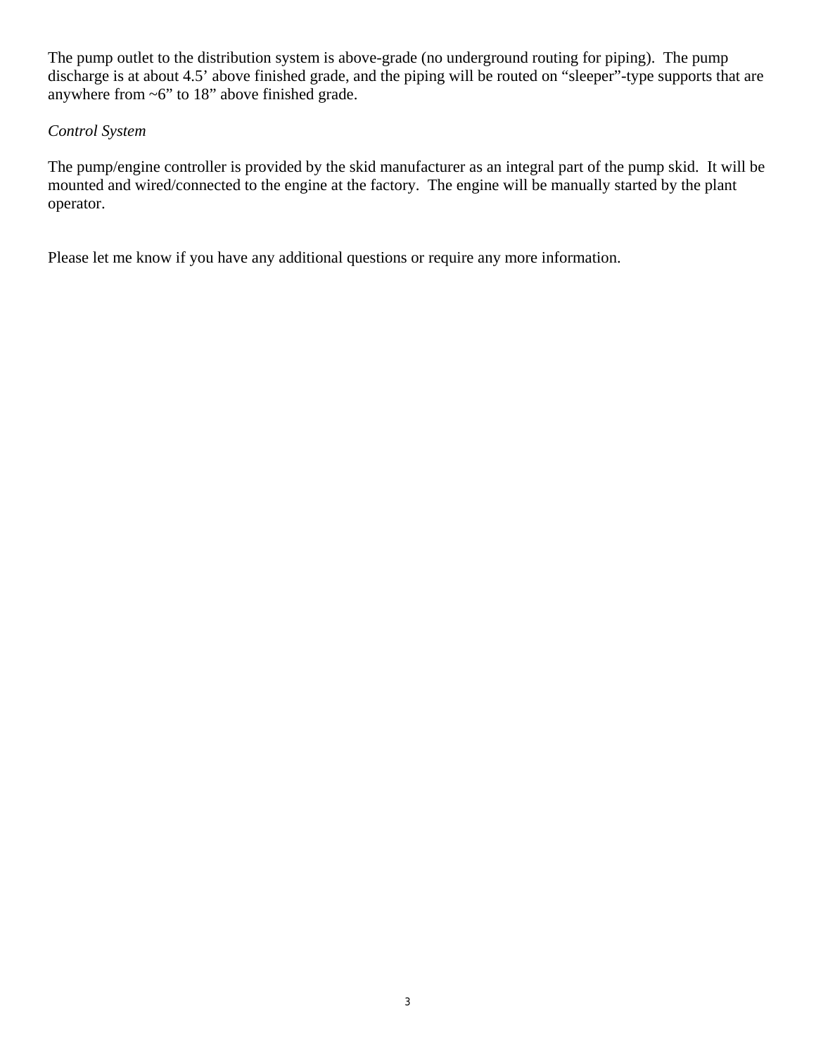The pump outlet to the distribution system is above-grade (no underground routing for piping). The pump discharge is at about 4.5’ above finished grade, and the piping will be routed on “sleeper”-type supports that are anywhere from ~6” to 18” above finished grade.

*Control System*

The pump/engine controller is provided by the skid manufacturer as an integral part of the pump skid. It will be mounted and wired/connected to the engine at the factory. The engine will be manually started by the plant operator.

Please let me know if you have any additional questions or require any more information.